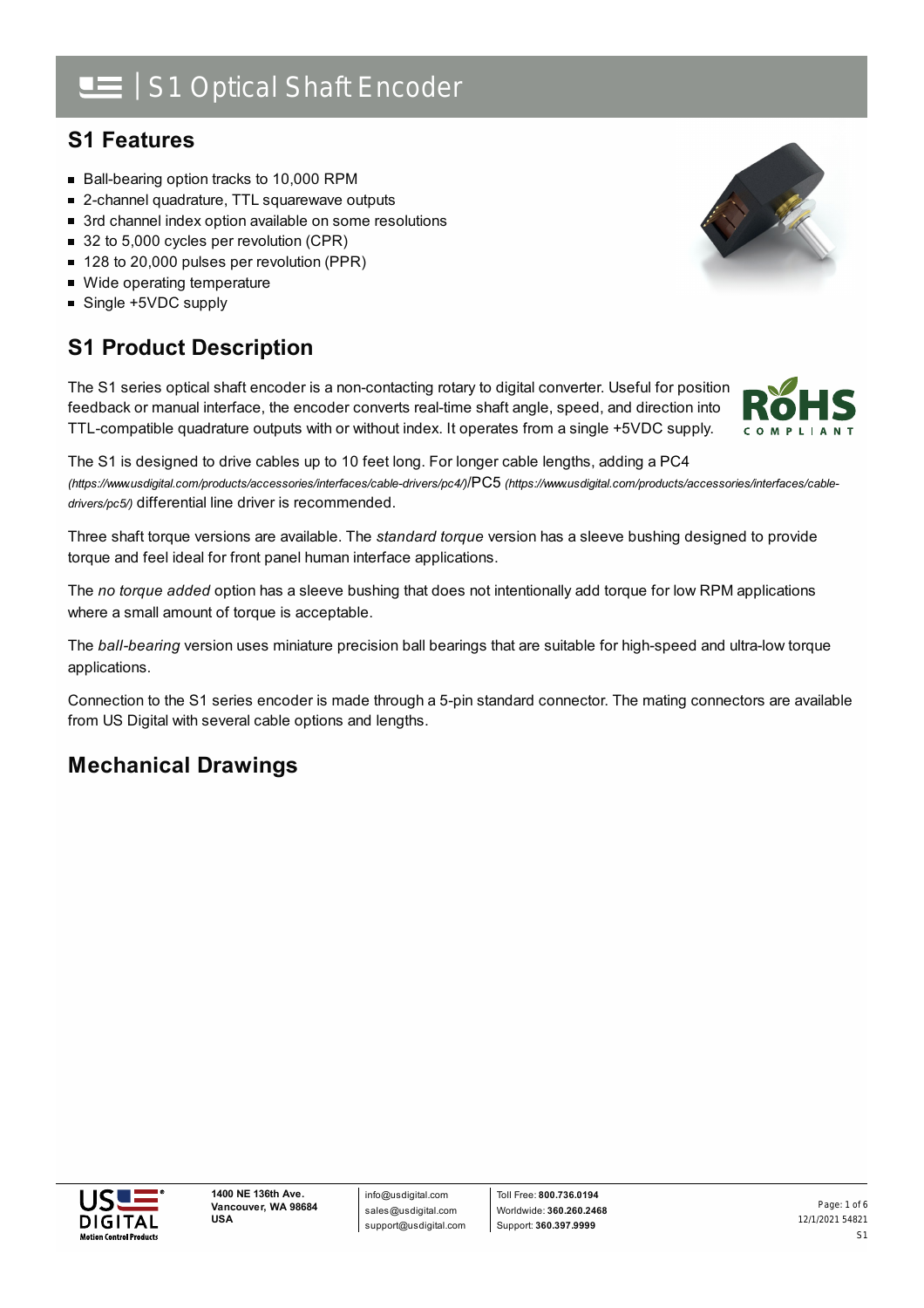# S1 Optical Shaft Encoder

## S1 Features

- Ball-bearing option tracks to 10,000 RPM
- 2-channel quadrature, TTL squarewave outputs
- 3rd channel index option available on some resolutions
- 32 to 5,000 cycles per revolution (CPR)
- 128 to 20,000 pulses per revolution (PPR)
- Wide operating temperature
- Single +5VDC supply

## S1 Product Description

The S1 series optical shaft encoder is a non-contacting rotary to digital converter. Useful for position feedback or manual interface, the encoder converts real-time shaft angle, speed, and direction into TTL-compatible quadrature outputs with or without index. It operates from a single +5VDC supply.

The S1 is designed to drive cables up to 10 feet long. For longer cable lengths, adding a PC4 *(https://www.usdigital.com/products/accessories/interfaces/cable-drivers/pc4/)*/PC5 *(https://www.usdigital.com/products/accessories/interfaces/cable-drivers/pc5/)* differential line driver is recommended.

Three shaft torque versions are available. The *standard torque* version has a sleeve bushing designed to provide torque and feel ideal for front panel human interface applications.

The *no torque added* option has a sleeve bushing that does not intentionally add torque for low RPM applications where a small amount of torque is acceptable.

The *ball-bearing* version uses miniature precision ball bearings that are suitable for high-speed and ultra-low torque applications.

Connection to the S1 series encoder is made through a 5-pin standard connector. The mating connectors are available from US Digital with several cable options and lengths.

## Mechanical Drawings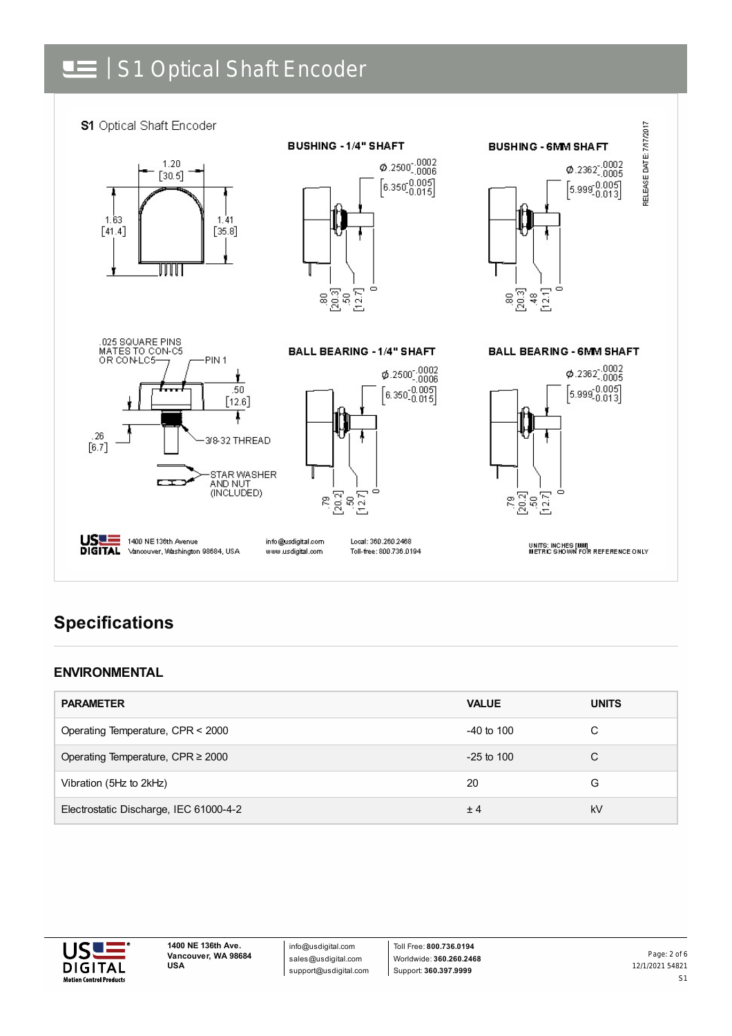# S1 Optical Shaft Encoder

**S1** Optical Shaft Encoder

BUSHING - 1/4" SHAFT

BUSHING - 6MM SHAFT

BALL BEARING - 1/4" SHAFT

BALL BEARING - 6MM SHAFT

.025 SQUARE PINS MATES TO CON-C5 OR CON-LC5

PIN 1

3/8-32 THREAD

STAR WASHER AND NUT (INCLUDED)

RELEASE DATE: 7/17/2017

UNITS: INCHES [MM] METRIC SHOWN FOR REFERENCE ONLY

## Specifications

### ENVIRONMENTAL

| PARAMETER | VALUE | UNITS |
|---|---|---|
| Operating Temperature, CPR < 2000 | -40 to 100 | C |
| Operating Temperature, CPR ≥ 2000 | -25 to 100 | C |
| Vibration (5Hz to 2kHz) | 20 | G |
| Electrostatic Discharge, IEC 61000-4-2 | ± 4 | kV |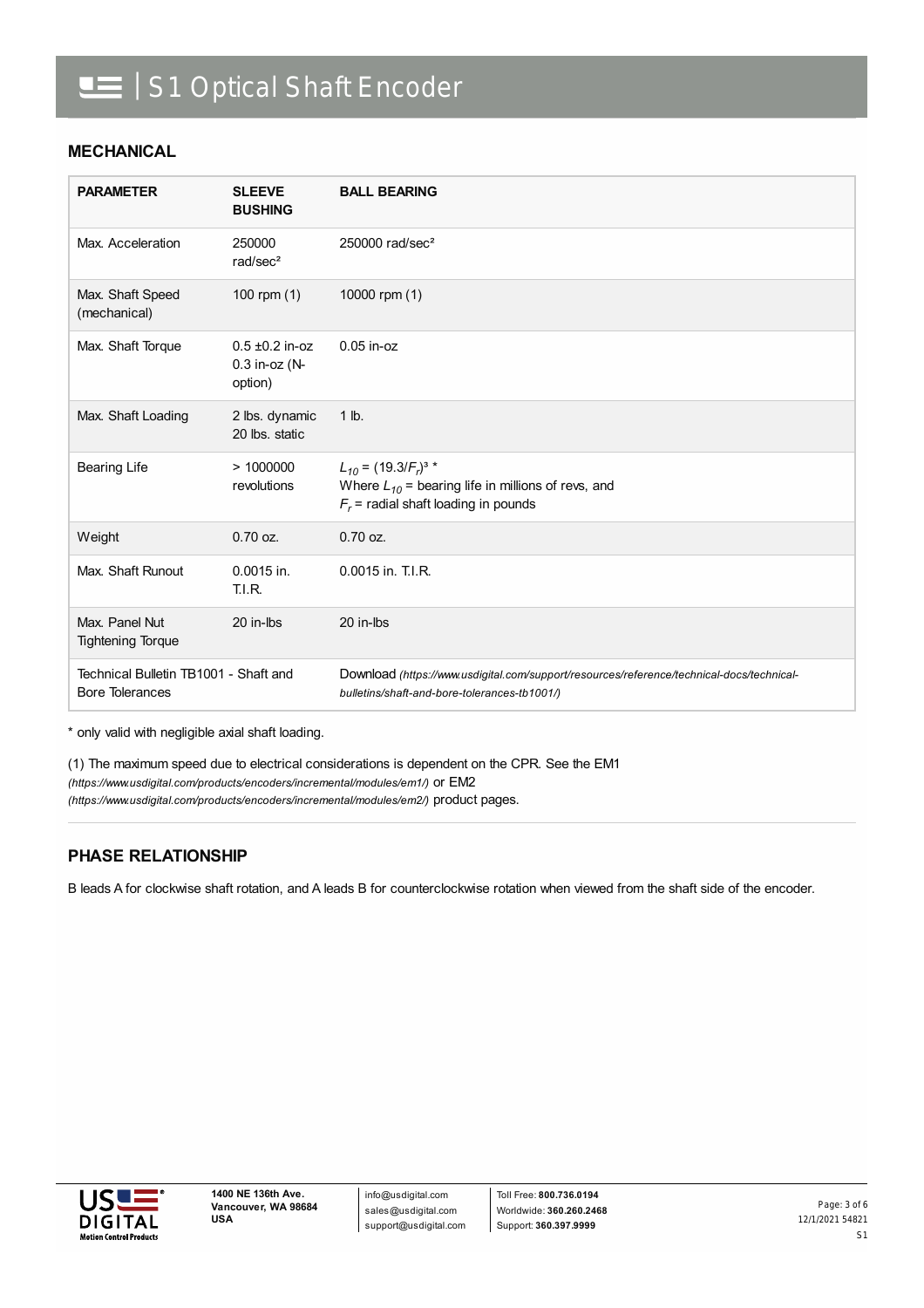# S1 Optical Shaft Encoder

## MECHANICAL

| PARAMETER | SLEEVE BUSHING | BALL BEARING |
| --- | --- | --- |
| Max. Acceleration | 250000 rad/sec² | 250000 rad/sec² |
| Max. Shaft Speed (mechanical) | 100 rpm (1) | 10000 rpm (1) |
| Max. Shaft Torque | 0.5 ±0.2 in-oz<br>0.3 in-oz (N-option) | 0.05 in-oz |
| Max. Shaft Loading | 2 lbs. dynamic<br>20 lbs. static | 1 lb. |
| Bearing Life | > 1000000 revolutions | $L_{10} = (19.3/F_r)^3$ *<br>Where $L_{10}$ = bearing life in millions of revs, and<br>$F_r$ = radial shaft loading in pounds |
| Weight | 0.70 oz. | 0.70 oz. |
| Max. Shaft Runout | 0.0015 in. T.I.R. | 0.0015 in. T.I.R. |
| Max. Panel Nut Tightening Torque | 20 in-lbs | 20 in-lbs |
| Technical Bulletin TB1001 - Shaft and Bore Tolerances | | Download *(https://www.usdigital.com/support/resources/reference/technical-docs/technical-bulletins/shaft-and-bore-tolerances-tb1001/)* |

\* only valid with negligible axial shaft loading.

(1) The maximum speed due to electrical considerations is dependent on the CPR. See the EM1 *(https://www.usdigital.com/products/encoders/incremental/modules/em1/)* or EM2 *(https://www.usdigital.com/products/encoders/incremental/modules/em2/)* product pages.

## PHASE RELATIONSHIP

B leads A for clockwise shaft rotation, and A leads B for counterclockwise rotation when viewed from the shaft side of the encoder.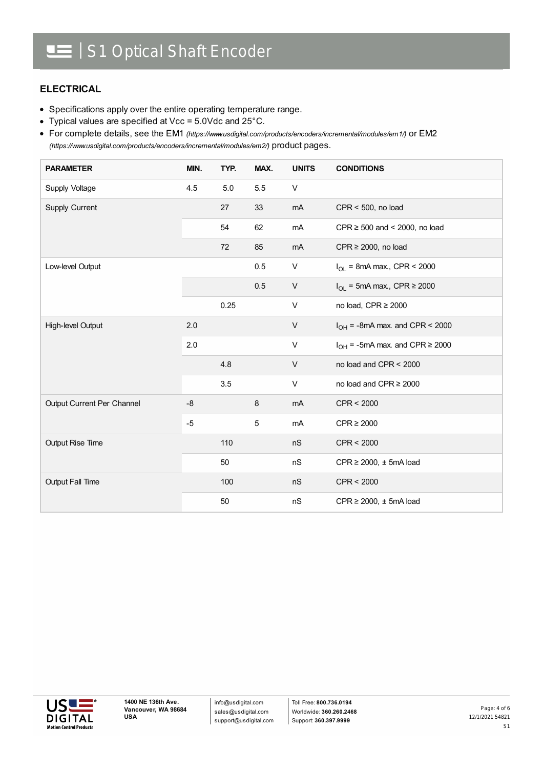## ELECTRICAL

- Specifications apply over the entire operating temperature range.
- Typical values are specified at Vcc = 5.0Vdc and 25°C.
- For complete details, see the EM1 *(https://www.usdigital.com/products/encoders/incremental/modules/em1/)* or EM2 *(https://www.usdigital.com/products/encoders/incremental/modules/em2/)* product pages.

| PARAMETER | MIN. | TYP. | MAX. | UNITS | CONDITIONS |
|---|---|---|---|---|---|
| Supply Voltage | 4.5 | 5.0 | 5.5 | V | |
| Supply Current | | 27 | 33 | mA | CPR < 500, no load |
| | | 54 | 62 | mA | CPR ≥ 500 and < 2000, no load |
| | | 72 | 85 | mA | CPR ≥ 2000, no load |
| Low-level Output | | | 0.5 | V | $I_{OL}$ = 8mA max., CPR < 2000 |
| | | | 0.5 | V | $I_{OL}$ = 5mA max., CPR ≥ 2000 |
| | | 0.25 | | V | no load, CPR ≥ 2000 |
| High-level Output | 2.0 | | | V | $I_{OH}$ = -8mA max. and CPR < 2000 |
| | 2.0 | | | V | $I_{OH}$ = -5mA max. and CPR ≥ 2000 |
| | | 4.8 | | V | no load and CPR < 2000 |
| | | 3.5 | | V | no load and CPR ≥ 2000 |
| Output Current Per Channel | -8 | | 8 | mA | CPR < 2000 |
| | -5 | | 5 | mA | CPR ≥ 2000 |
| Output Rise Time | | 110 | | nS | CPR < 2000 |
| | | 50 | | nS | CPR ≥ 2000, ± 5mA load |
| Output Fall Time | | 100 | | nS | CPR < 2000 |
| | | 50 | | nS | CPR ≥ 2000, ± 5mA load |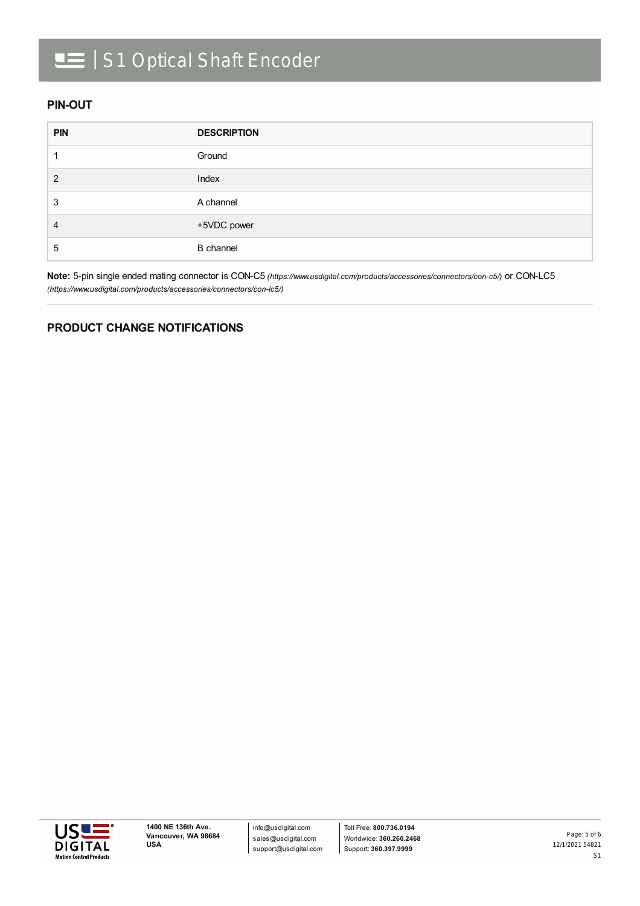## PIN-OUT

| PIN | DESCRIPTION |
| --- | --- |
| 1 | Ground |
| 2 | Index |
| 3 | A channel |
| 4 | +5VDC power |
| 5 | B channel |

**Note:** 5-pin single ended mating connector is CON-C5 *(https://www.usdigital.com/products/accessories/connectors/con-c5/)* or CON-LC5 *(https://www.usdigital.com/products/accessories/connectors/con-lc5/)*

## PRODUCT CHANGE NOTIFICATIONS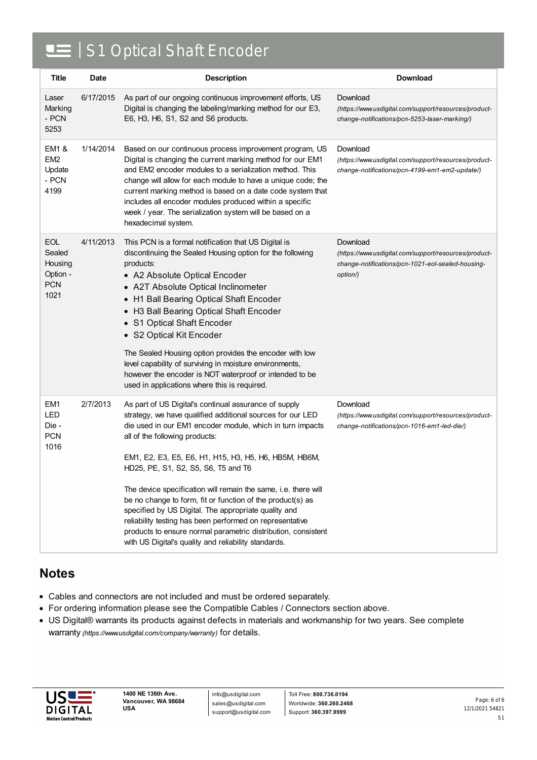| Title | Date | Description | Download |
|---|---|---|---|
| Laser Marking - PCN 5253 | 6/17/2015 | As part of our ongoing continuous improvement efforts, US Digital is changing the labeling/marking method for our E3, E6, H3, H6, S1, S2 and S6 products. | Download *(https://www.usdigital.com/support/resources/product-change-notifications/pcn-5253-laser-marking/)* |
| EM1 & EM2 Update - PCN 4199 | 1/14/2014 | Based on our continuous process improvement program, US Digital is changing the current marking method for our EM1 and EM2 encoder modules to a serialization method. This change will allow for each module to have a unique code; the current marking method is based on a date code system that includes all encoder modules produced within a specific week / year. The serialization system will be based on a hexadecimal system. | Download *(https://www.usdigital.com/support/resources/product-change-notifications/pcn-4199-em1-em2-update/)* |
| EOL Sealed Housing Option - PCN 1021 | 4/11/2013 | This PCN is a formal notification that US Digital is discontinuing the Sealed Housing option for the following products:<br>• A2 Absolute Optical Encoder<br>• A2T Absolute Optical Inclinometer<br>• H1 Ball Bearing Optical Shaft Encoder<br>• H3 Ball Bearing Optical Shaft Encoder<br>• S1 Optical Shaft Encoder<br>• S2 Optical Kit Encoder<br><br>The Sealed Housing option provides the encoder with low level capability of surviving in moisture environments, however the encoder is NOT waterproof or intended to be used in applications where this is required. | Download *(https://www.usdigital.com/support/resources/product-change-notifications/pcn-1021-eol-sealed-housing-option/)* |
| EM1 LED Die - PCN 1016 | 2/7/2013 | As part of US Digital's continual assurance of supply strategy, we have qualified additional sources for our LED die used in our EM1 encoder module, which in turn impacts all of the following products:<br><br>EM1, E2, E3, E5, E6, H1, H15, H3, H5, H6, HB5M, HB6M, HD25, PE, S1, S2, S5, S6, T5 and T6<br><br>The device specification will remain the same, i.e. there will be no change to form, fit or function of the product(s) as specified by US Digital. The appropriate quality and reliability testing has been performed on representative products to ensure normal parametric distribution, consistent with US Digital's quality and reliability standards. | Download *(https://www.usdigital.com/support/resources/product-change-notifications/pcn-1016-em1-led-die/)* |

## Notes

- Cables and connectors are not included and must be ordered separately.
- For ordering information please see the Compatible Cables / Connectors section above.
- US Digital® warrants its products against defects in materials and workmanship for two years. See complete warranty *(https://www.usdigital.com/company/warranty)* for details.